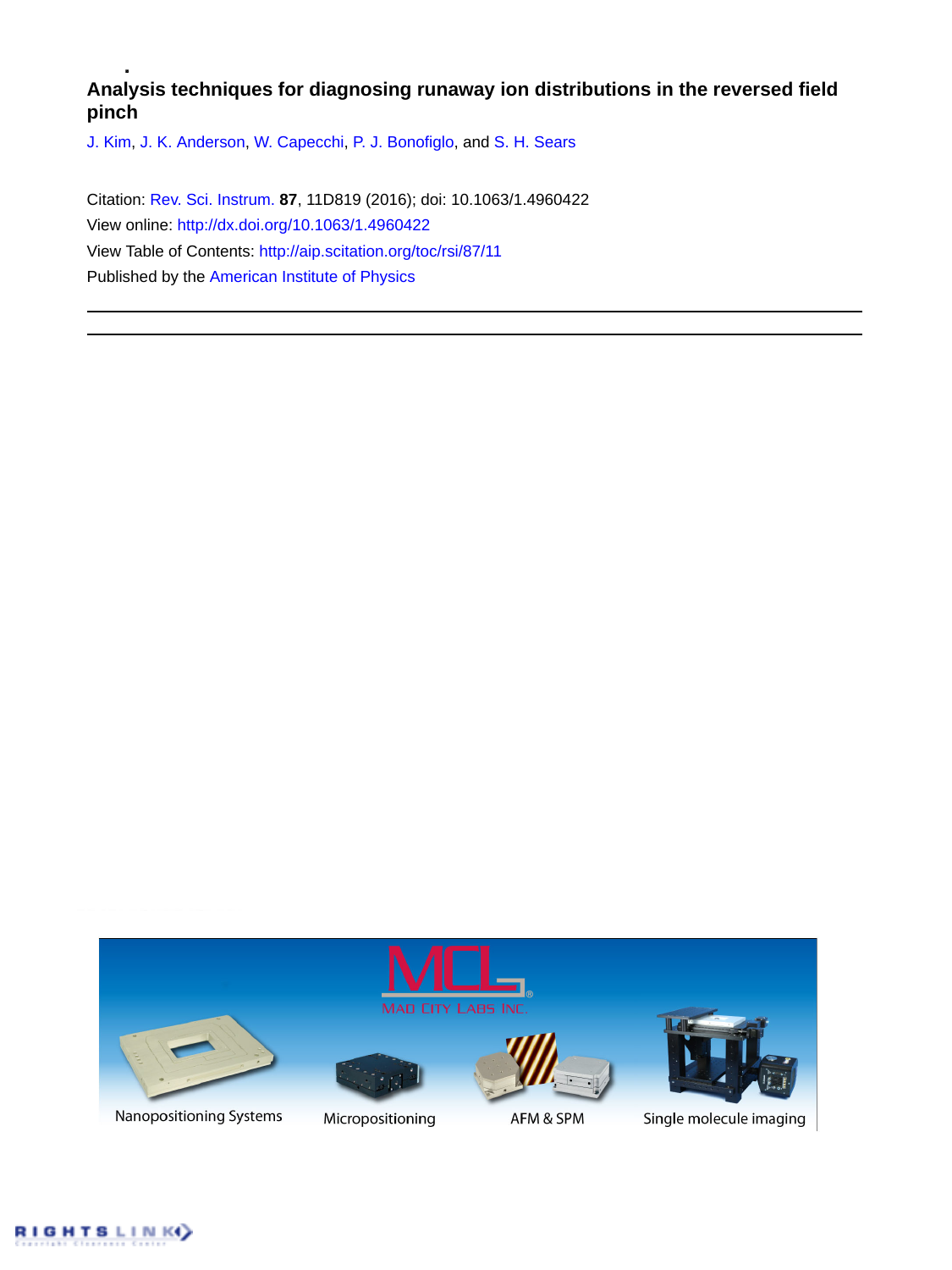# Analysis techniques for diagnosing runaway ion distributions in the reversed field pinch

J. Kim, J. K. Anderson, W. Capecchi, P. J. Bonofiglo, and S. H. Sears

Citation: Rev. Sci. Instrum. **87**, 11D819 (2016); doi: 10.1063/1.4960422

View online: http://dx.doi.org/10.1063/1.4960422

View Table of Contents: http://aip.scitation.org/toc/rsi/87/11

Published by the American Institute of Physics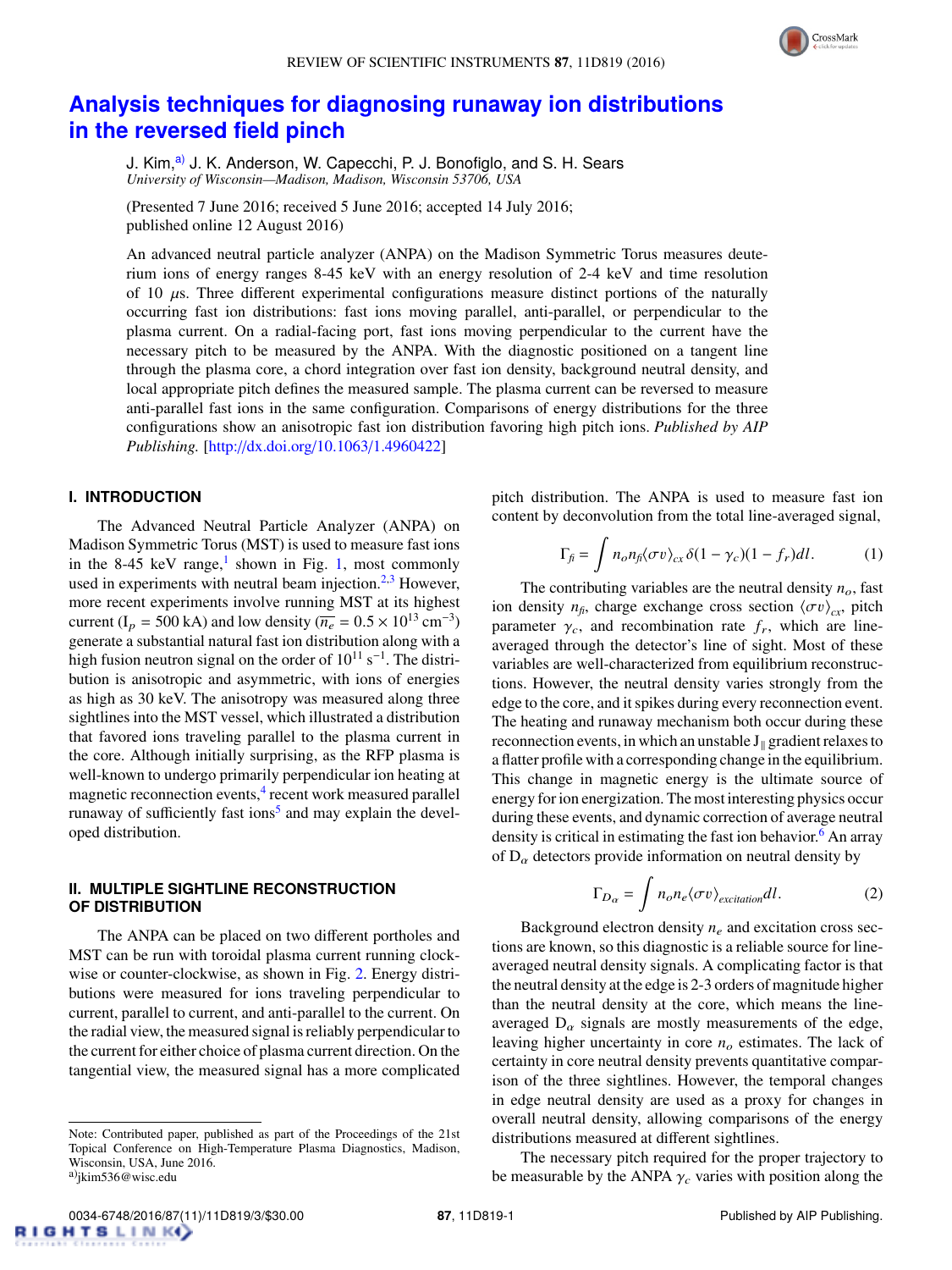# Analysis techniques for diagnosing runaway ion distributions in the reversed field pinch

J. Kim,[a)] J. K. Anderson, W. Capecchi, P. J. Bonofiglo, and S. H. Sears
*University of Wisconsin—Madison, Madison, Wisconsin 53706, USA*

(Presented 7 June 2016; received 5 June 2016; accepted 14 July 2016; published online 12 August 2016)

An advanced neutral particle analyzer (ANPA) on the Madison Symmetric Torus measures deuterium ions of energy ranges 8-45 keV with an energy resolution of 2-4 keV and time resolution of 10 μs. Three different experimental configurations measure distinct portions of the naturally occurring fast ion distributions: fast ions moving parallel, anti-parallel, or perpendicular to the plasma current. On a radial-facing port, fast ions moving perpendicular to the current have the necessary pitch to be measured by the ANPA. With the diagnostic positioned on a tangent line through the plasma core, a chord integration over fast ion density, background neutral density, and local appropriate pitch defines the measured sample. The plasma current can be reversed to measure anti-parallel fast ions in the same configuration. Comparisons of energy distributions for the three configurations show an anisotropic fast ion distribution favoring high pitch ions. *Published by AIP Publishing.* [http://dx.doi.org/10.1063/1.4960422]

## I. INTRODUCTION

The Advanced Neutral Particle Analyzer (ANPA) on Madison Symmetric Torus (MST) is used to measure fast ions in the 8-45 keV range,[1] shown in Fig. 1, most commonly used in experiments with neutral beam injection.[2,3] However, more recent experiments involve running MST at its highest current ($I_p$ = 500 kA) and low density ($\overline{n_e} = 0.5 \times 10^{13}$ cm$^{-3}$) generate a substantial natural fast ion distribution along with a high fusion neutron signal on the order of $10^{11}$ s$^{-1}$. The distribution is anisotropic and asymmetric, with ions of energies as high as 30 keV. The anisotropy was measured along three sightlines into the MST vessel, which illustrated a distribution that favored ions traveling parallel to the plasma current in the core. Although initially surprising, as the RFP plasma is well-known to undergo primarily perpendicular ion heating at magnetic reconnection events,[4] recent work measured parallel runaway of sufficiently fast ions[5] and may explain the developed distribution.

## II. MULTIPLE SIGHTLINE RECONSTRUCTION OF DISTRIBUTION

The ANPA can be placed on two different portholes and MST can be run with toroidal plasma current running clockwise or counter-clockwise, as shown in Fig. 2. Energy distributions were measured for ions traveling perpendicular to current, parallel to current, and anti-parallel to the current. On the radial view, the measured signal is reliably perpendicular to the current for either choice of plasma current direction. On the tangential view, the measured signal has a more complicated pitch distribution. The ANPA is used to measure fast ion content by deconvolution from the total line-averaged signal,

$$\Gamma_{fi} = \int n_o n_{fi} \langle \sigma v \rangle_{cx} \delta(1-\gamma_c)(1-f_r) dl. \tag{1}$$

The contributing variables are the neutral density $n_o$, fast ion density $n_{fi}$, charge exchange cross section $\langle \sigma v \rangle_{cx}$, pitch parameter $\gamma_c$, and recombination rate $f_r$, which are line-averaged through the detector's line of sight. Most of these variables are well-characterized from equilibrium reconstructions. However, the neutral density varies strongly from the edge to the core, and it spikes during every reconnection event. The heating and runaway mechanism both occur during these reconnection events, in which an unstable $J_{\parallel}$ gradient relaxes to a flatter profile with a corresponding change in the equilibrium. This change in magnetic energy is the ultimate source of energy for ion energization. The most interesting physics occur during these events, and dynamic correction of average neutral density is critical in estimating the fast ion behavior.[6] An array of $D_\alpha$ detectors provide information on neutral density by

$$\Gamma_{D_\alpha} = \int n_o n_e \langle \sigma v \rangle_{excitation} dl. \tag{2}$$

Background electron density $n_e$ and excitation cross sections are known, so this diagnostic is a reliable source for line-averaged neutral density signals. A complicating factor is that the neutral density at the edge is 2-3 orders of magnitude higher than the neutral density at the core, which means the line-averaged $D_\alpha$ signals are mostly measurements of the edge, leaving higher uncertainty in core $n_o$ estimates. The lack of certainty in core neutral density prevents quantitative comparison of the three sightlines. However, the temporal changes in edge neutral density are used as a proxy for changes in overall neutral density, allowing comparisons of the energy distributions measured at different sightlines.

The necessary pitch required for the proper trajectory to be measurable by the ANPA $\gamma_c$ varies with position along the

Note: Contributed paper, published as part of the Proceedings of the 21st Topical Conference on High-Temperature Plasma Diagnostics, Madison, Wisconsin, USA, June 2016.
[a)]jkim536@wisc.edu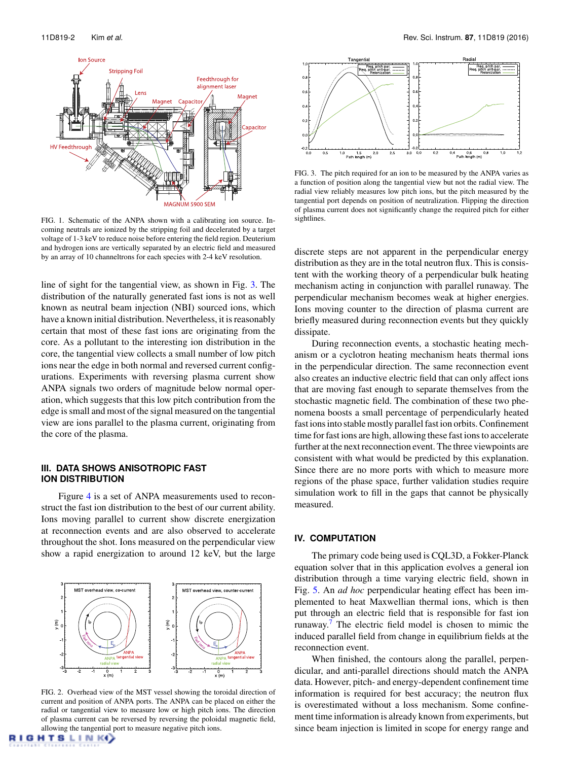Ion Source

Stripping Foil

Feedthrough for alignment laser

Lens

Magnet

Capacitor

Magnet

Capacitor

HV Feedthrough

MAGNUM 5900 SEM

FIG. 1. Schematic of the ANPA shown with a calibrating ion source. Incoming neutrals are ionized by the stripping foil and decelerated by a target voltage of 1-3 keV to reduce noise before entering the field region. Deuterium and hydrogen ions are vertically separated by an electric field and measured by an array of 10 channeltrons for each species with 2-4 keV resolution.

line of sight for the tangential view, as shown in Fig. 3. The distribution of the naturally generated fast ions is not as well known as neutral beam injection (NBI) sourced ions, which have a known initial distribution. Nevertheless, it is reasonably certain that most of these fast ions are originating from the core. As a pollutant to the interesting ion distribution in the core, the tangential view collects a small number of low pitch ions near the edge in both normal and reversed current configurations. Experiments with reversing plasma current show ANPA signals two orders of magnitude below normal operation, which suggests that this low pitch contribution from the edge is small and most of the signal measured on the tangential view are ions parallel to the plasma current, originating from the core of the plasma.

## III. DATA SHOWS ANISOTROPIC FAST ION DISTRIBUTION

Figure 4 is a set of ANPA measurements used to reconstruct the fast ion distribution to the best of our current ability. Ions moving parallel to current show discrete energization at reconnection events and are also observed to accelerate throughout the shot. Ions measured on the perpendicular view show a rapid energization to around 12 keV, but the large

MST overhead view, co-current

MST overhead view, counter-current

y (m)

x (m)

Ip

Fast ions

E||

ANPA tangential view

ANPA radial view

FIG. 2. Overhead view of the MST vessel showing the toroidal direction of current and position of ANPA ports. The ANPA can be placed on either the radial or tangential view to measure low or high pitch ions. The direction of plasma current can be reversed by reversing the poloidal magnetic field, allowing the tangential port to measure negative pitch ions.

Tangential

Radial

Req. pitch par.
Req. pitch anti-par.
Reionization

Path length (m)

FIG. 3. The pitch required for an ion to be measured by the ANPA varies as a function of position along the tangential view but not the radial view. The radial view reliably measures low pitch ions, but the pitch measured by the tangential port depends on position of neutralization. Flipping the direction of plasma current does not significantly change the required pitch for either sightlines.

discrete steps are not apparent in the perpendicular energy distribution as they are in the total neutron flux. This is consistent with the working theory of a perpendicular bulk heating mechanism acting in conjunction with parallel runaway. The perpendicular mechanism becomes weak at higher energies. Ions moving counter to the direction of plasma current are briefly measured during reconnection events but they quickly dissipate.

During reconnection events, a stochastic heating mechanism or a cyclotron heating mechanism heats thermal ions in the perpendicular direction. The same reconnection event also creates an inductive electric field that can only affect ions that are moving fast enough to separate themselves from the stochastic magnetic field. The combination of these two phenomena boosts a small percentage of perpendicularly heated fast ions into stable mostly parallel fast ion orbits. Confinement time for fast ions are high, allowing these fast ions to accelerate further at the next reconnection event. The three viewpoints are consistent with what would be predicted by this explanation. Since there are no more ports with which to measure more regions of the phase space, further validation studies require simulation work to fill in the gaps that cannot be physically measured.

## IV. COMPUTATION

The primary code being used is CQL3D, a Fokker-Planck equation solver that in this application evolves a general ion distribution through a time varying electric field, shown in Fig. 5. An *ad hoc* perpendicular heating effect has been implemented to heat Maxwellian thermal ions, which is then put through an electric field that is responsible for fast ion runaway.[7] The electric field model is chosen to mimic the induced parallel field from change in equilibrium fields at the reconnection event.

When finished, the contours along the parallel, perpendicular, and anti-parallel directions should match the ANPA data. However, pitch- and energy-dependent confinement time information is required for best accuracy; the neutron flux is overestimated without a loss mechanism. Some confinement time information is already known from experiments, but since beam injection is limited in scope for energy range and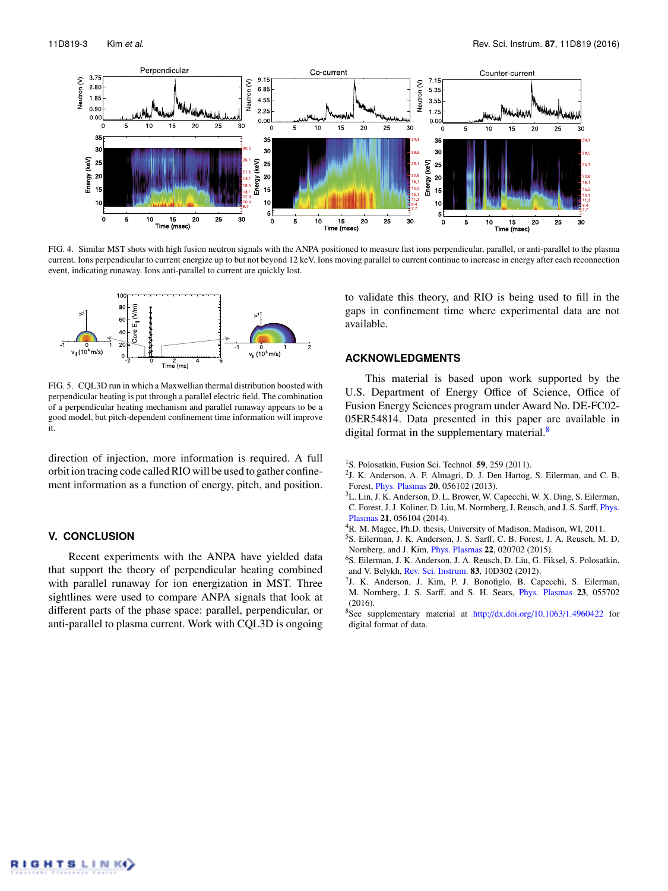Perpendicular
Neutron (V)
3.75
2.80
1.85
0.90
0.00
0 5 10 15 20 25 30
Energy (keV)
35
30
25
20
15
10
0 5 10 15 20 25 30
Time (msec)

Co-current
Neutron (V)
9.15
6.85
4.55
2.25
0.00
0 5 10 15 20 25 30
Energy (keV)
35
30
25
20
15
10
5
0 5 10 15 20 25 30
Time (msec)

Counter-current
Neutron (V)
7.15
5.35
3.55
1.75
0.00
0 5 10 15 20 25 30
Energy (keV)
35
30
25
20
15
10
5
0 5 10 15 20 25 30
Time (msec)

FIG. 4. Similar MST shots with high fusion neutron signals with the ANPA positioned to measure fast ions perpendicular, parallel, or anti-parallel to the plasma current. Ions perpendicular to current energize up to but not beyond 12 keV. Ions moving parallel to current continue to increase in energy after each reconnection event, indicating runaway. Ions anti-parallel to current are quickly lost.

Core $E_{||}$ (V/m)
Time (ms)
$v_{||}$ ($10^6$ m/s)
$v_{\perp}$

FIG. 5. CQL3D run in which a Maxwellian thermal distribution boosted with perpendicular heating is put through a parallel electric field. The combination of a perpendicular heating mechanism and parallel runaway appears to be a good model, but pitch-dependent confinement time information will improve it.

direction of injection, more information is required. A full orbit ion tracing code called RIO will be used to gather confinement information as a function of energy, pitch, and position.

## V. CONCLUSION

Recent experiments with the ANPA have yielded data that support the theory of perpendicular heating combined with parallel runaway for ion energization in MST. Three sightlines were used to compare ANPA signals that look at different parts of the phase space: parallel, perpendicular, or anti-parallel to plasma current. Work with CQL3D is ongoing to validate this theory, and RIO is being used to fill in the gaps in confinement time where experimental data are not available.

## ACKNOWLEDGMENTS

This material is based upon work supported by the U.S. Department of Energy Office of Science, Office of Fusion Energy Sciences program under Award No. DE-FC02-05ER54814. Data presented in this paper are available in digital format in the supplementary material.[8]

[1] S. Polosatkin, Fusion Sci. Technol. **59**, 259 (2011).
[2] J. K. Anderson, A. F. Almagri, D. J. Den Hartog, S. Eilerman, and C. B. Forest, Phys. Plasmas **20**, 056102 (2013).
[3] L. Lin, J. K. Anderson, D. L. Brower, W. Capecchi, W. X. Ding, S. Eilerman, C. Forest, J. J. Koliner, D. Liu, M. Nornberg, J. Reusch, and J. S. Sarff, Phys. Plasmas **21**, 056104 (2014).
[4] R. M. Magee, Ph.D. thesis, University of Madison, Madison, WI, 2011.
[5] S. Eilerman, J. K. Anderson, J. S. Sarff, C. B. Forest, J. A. Reusch, M. D. Nornberg, and J. Kim, Phys. Plasmas **22**, 020702 (2015).
[6] S. Eilerman, J. K. Anderson, J. A. Reusch, D. Liu, G. Fiksel, S. Polosatkin, and V. Belykh, Rev. Sci. Instrum. **83**, 10D302 (2012).
[7] J. K. Anderson, J. Kim, P. J. Bonofiglo, B. Capecchi, S. Eilerman, M. Nornberg, J. S. Sarff, and S. H. Sears, Phys. Plasmas **23**, 055702 (2016).
[8] See supplementary material at http://dx.doi.org/10.1063/1.4960422 for digital format of data.